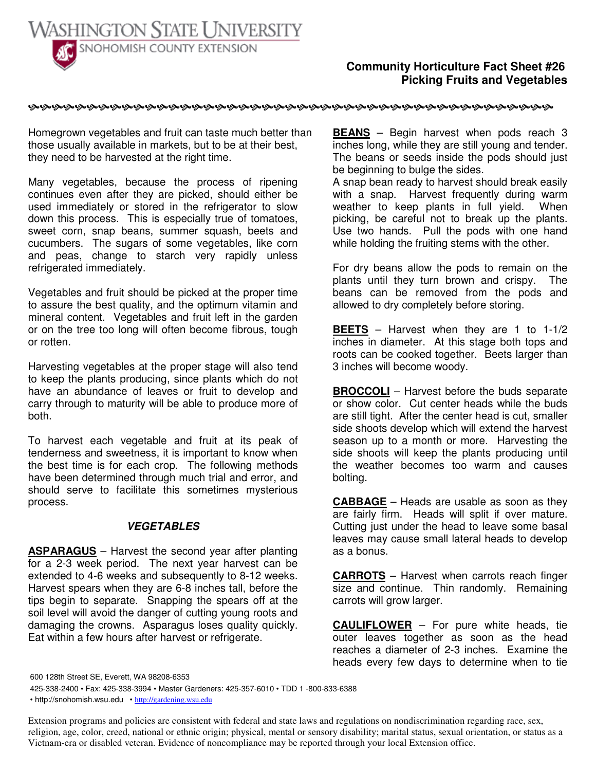# Washington State University

## Snohomish County Extension

### Community Horticulture Fact Sheet #26
### Picking Fruits and Vegetables

Homegrown vegetables and fruit can taste much better than those usually available in markets, but to be at their best, they need to be harvested at the right time.

Many vegetables, because the process of ripening continues even after they are picked, should either be used immediately or stored in the refrigerator to slow down this process. This is especially true of tomatoes, sweet corn, snap beans, summer squash, beets and cucumbers. The sugars of some vegetables, like corn and peas, change to starch very rapidly unless refrigerated immediately.

Vegetables and fruit should be picked at the proper time to assure the best quality, and the optimum vitamin and mineral content. Vegetables and fruit left in the garden or on the tree too long will often become fibrous, tough or rotten.

Harvesting vegetables at the proper stage will also tend to keep the plants producing, since plants which do not have an abundance of leaves or fruit to develop and carry through to maturity will be able to produce more of both.

To harvest each vegetable and fruit at its peak of tenderness and sweetness, it is important to know when the best time is for each crop. The following methods have been determined through much trial and error, and should serve to facilitate this sometimes mysterious process.

## *VEGETABLES*

**ASPARAGUS** – Harvest the second year after planting for a 2-3 week period. The next year harvest can be extended to 4-6 weeks and subsequently to 8-12 weeks. Harvest spears when they are 6-8 inches tall, before the tips begin to separate. Snapping the spears off at the soil level will avoid the danger of cutting young roots and damaging the crowns. Asparagus loses quality quickly. Eat within a few hours after harvest or refrigerate.

**BEANS** – Begin harvest when pods reach 3 inches long, while they are still young and tender. The beans or seeds inside the pods should just be beginning to bulge the sides.
A snap bean ready to harvest should break easily with a snap. Harvest frequently during warm weather to keep plants in full yield. When picking, be careful not to break up the plants. Use two hands. Pull the pods with one hand while holding the fruiting stems with the other.

For dry beans allow the pods to remain on the plants until they turn brown and crispy. The beans can be removed from the pods and allowed to dry completely before storing.

**BEETS** – Harvest when they are 1 to 1-1/2 inches in diameter. At this stage both tops and roots can be cooked together. Beets larger than 3 inches will become woody.

**BROCCOLI** – Harvest before the buds separate or show color. Cut center heads while the buds are still tight. After the center head is cut, smaller side shoots develop which will extend the harvest season up to a month or more. Harvesting the side shoots will keep the plants producing until the weather becomes too warm and causes bolting.

**CABBAGE** – Heads are usable as soon as they are fairly firm. Heads will split if over mature. Cutting just under the head to leave some basal leaves may cause small lateral heads to develop as a bonus.

**CARROTS** – Harvest when carrots reach finger size and continue. Thin randomly. Remaining carrots will grow larger.

**CAULIFLOWER** – For pure white heads, tie outer leaves together as soon as the head reaches a diameter of 2-3 inches. Examine the heads every few days to determine when to tie

600 128th Street SE, Everett, WA 98208-6353
425-338-2400 • Fax: 425-338-3994 • Master Gardeners: 425-357-6010 • TDD 1 -800-833-6388
• http://snohomish.wsu.edu • http://gardening.wsu.edu

Extension programs and policies are consistent with federal and state laws and regulations on nondiscrimination regarding race, sex, religion, age, color, creed, national or ethnic origin; physical, mental or sensory disability; marital status, sexual orientation, or status as a Vietnam-era or disabled veteran. Evidence of noncompliance may be reported through your local Extension office.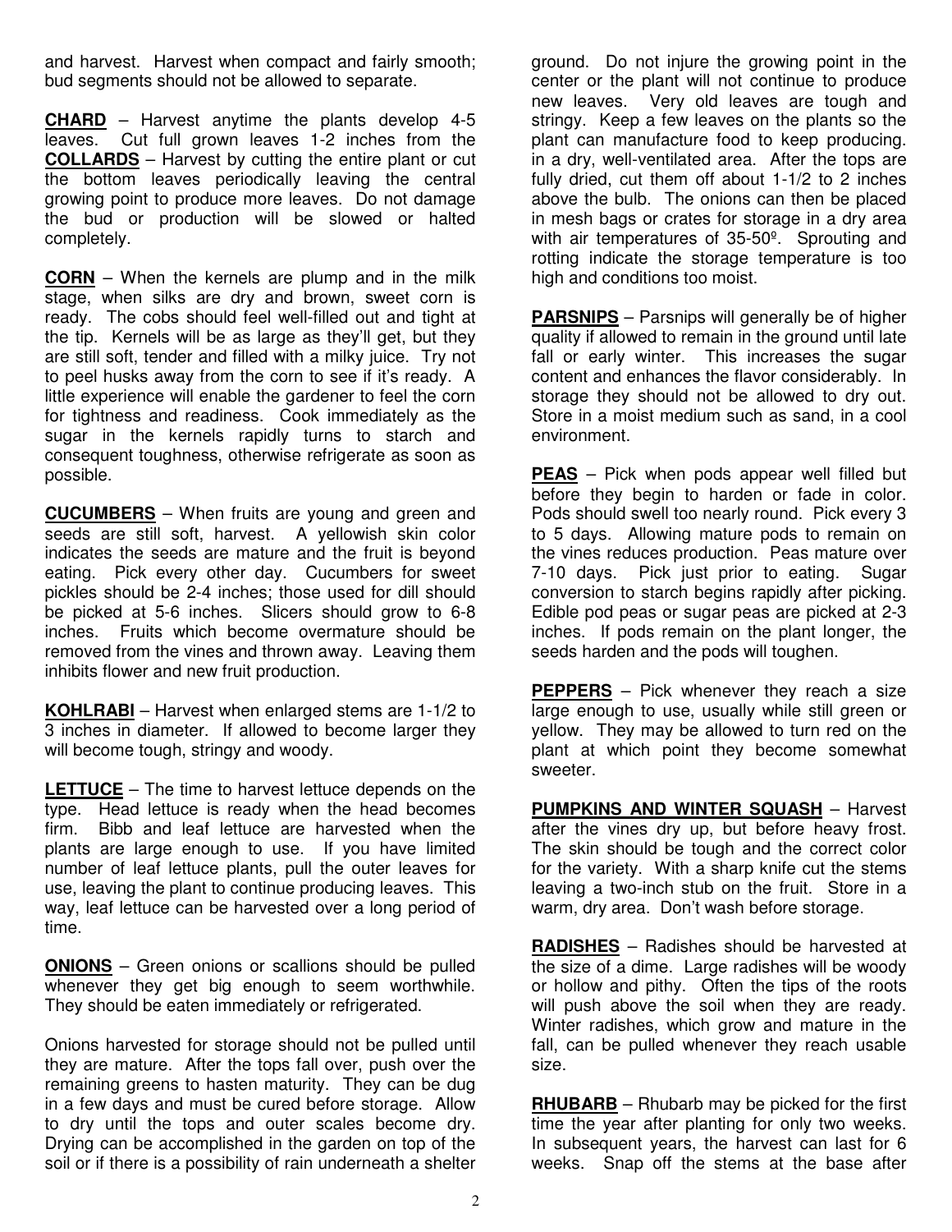and harvest. Harvest when compact and fairly smooth; bud segments should not be allowed to separate.

**CHARD** – Harvest anytime the plants develop 4-5 leaves. Cut full grown leaves 1-2 inches from the ground. Do not injure the growing point in the center or the plant will not continue to produce new leaves. Very old leaves are tough and stringy. Keep a few leaves on the plants so the plant can manufacture food to keep producing.

**COLLARDS** – Harvest by cutting the entire plant or cut the bottom leaves periodically leaving the central growing point to produce more leaves. Do not damage the bud or production will be slowed or halted completely.

**CORN** – When the kernels are plump and in the milk stage, when silks are dry and brown, sweet corn is ready. The cobs should feel well-filled out and tight at the tip. Kernels will be as large as they'll get, but they are still soft, tender and filled with a milky juice. Try not to peel husks away from the corn to see if it's ready. A little experience will enable the gardener to feel the corn for tightness and readiness. Cook immediately as the sugar in the kernels rapidly turns to starch and consequent toughness, otherwise refrigerate as soon as possible.

**CUCUMBERS** – When fruits are young and green and seeds are still soft, harvest. A yellowish skin color indicates the seeds are mature and the fruit is beyond eating. Pick every other day. Cucumbers for sweet pickles should be 2-4 inches; those used for dill should be picked at 5-6 inches. Slicers should grow to 6-8 inches. Fruits which become overmature should be removed from the vines and thrown away. Leaving them inhibits flower and new fruit production.

**KOHLRABI** – Harvest when enlarged stems are 1-1/2 to 3 inches in diameter. If allowed to become larger they will become tough, stringy and woody.

**LETTUCE** – The time to harvest lettuce depends on the type. Head lettuce is ready when the head becomes firm. Bibb and leaf lettuce are harvested when the plants are large enough to use. If you have limited number of leaf lettuce plants, pull the outer leaves for use, leaving the plant to continue producing leaves. This way, leaf lettuce can be harvested over a long period of time.

**ONIONS** – Green onions or scallions should be pulled whenever they get big enough to seem worthwhile. They should be eaten immediately or refrigerated.

Onions harvested for storage should not be pulled until they are mature. After the tops fall over, push over the remaining greens to hasten maturity. They can be dug in a few days and must be cured before storage. Allow to dry until the tops and outer scales become dry. Drying can be accomplished in the garden on top of the soil or if there is a possibility of rain underneath a shelter in a dry, well-ventilated area. After the tops are fully dried, cut them off about 1-1/2 to 2 inches above the bulb. The onions can then be placed in mesh bags or crates for storage in a dry area with air temperatures of 35-50º. Sprouting and rotting indicate the storage temperature is too high and conditions too moist.

**PARSNIPS** – Parsnips will generally be of higher quality if allowed to remain in the ground until late fall or early winter. This increases the sugar content and enhances the flavor considerably. In storage they should not be allowed to dry out. Store in a moist medium such as sand, in a cool environment.

**PEAS** – Pick when pods appear well filled but before they begin to harden or fade in color. Pods should swell too nearly round. Pick every 3 to 5 days. Allowing mature pods to remain on the vines reduces production. Peas mature over 7-10 days. Pick just prior to eating. Sugar conversion to starch begins rapidly after picking. Edible pod peas or sugar peas are picked at 2-3 inches. If pods remain on the plant longer, the seeds harden and the pods will toughen.

**PEPPERS** – Pick whenever they reach a size large enough to use, usually while still green or yellow. They may be allowed to turn red on the plant at which point they become somewhat sweeter.

**PUMPKINS AND WINTER SQUASH** – Harvest after the vines dry up, but before heavy frost. The skin should be tough and the correct color for the variety. With a sharp knife cut the stems leaving a two-inch stub on the fruit. Store in a warm, dry area. Don't wash before storage.

**RADISHES** – Radishes should be harvested at the size of a dime. Large radishes will be woody or hollow and pithy. Often the tips of the roots will push above the soil when they are ready. Winter radishes, which grow and mature in the fall, can be pulled whenever they reach usable size.

**RHUBARB** – Rhubarb may be picked for the first time the year after planting for only two weeks. In subsequent years, the harvest can last for 6 weeks. Snap off the stems at the base after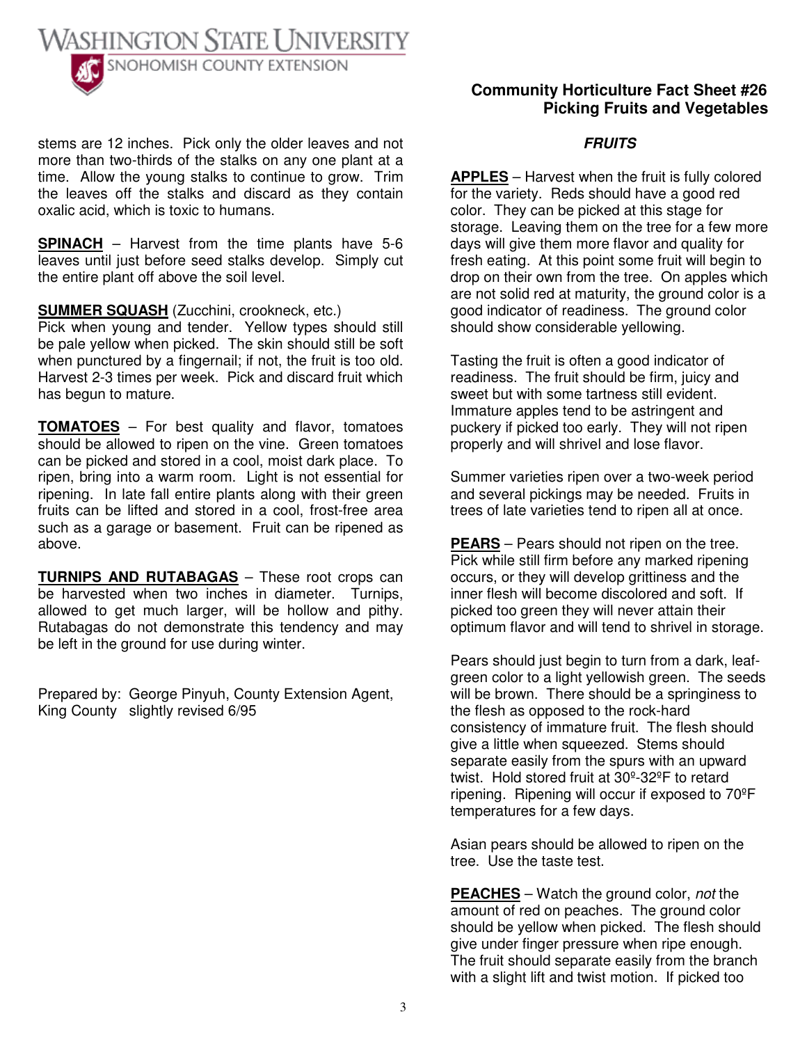stems are 12 inches. Pick only the older leaves and not more than two-thirds of the stalks on any one plant at a time. Allow the young stalks to continue to grow. Trim the leaves off the stalks and discard as they contain oxalic acid, which is toxic to humans.

**SPINACH** – Harvest from the time plants have 5-6 leaves until just before seed stalks develop. Simply cut the entire plant off above the soil level.

**SUMMER SQUASH** (Zucchini, crookneck, etc.)
Pick when young and tender. Yellow types should still be pale yellow when picked. The skin should still be soft when punctured by a fingernail; if not, the fruit is too old. Harvest 2-3 times per week. Pick and discard fruit which has begun to mature.

**TOMATOES** – For best quality and flavor, tomatoes should be allowed to ripen on the vine. Green tomatoes can be picked and stored in a cool, moist dark place. To ripen, bring into a warm room. Light is not essential for ripening. In late fall entire plants along with their green fruits can be lifted and stored in a cool, frost-free area such as a garage or basement. Fruit can be ripened as above.

**TURNIPS AND RUTABAGAS** – These root crops can be harvested when two inches in diameter. Turnips, allowed to get much larger, will be hollow and pithy. Rutabagas do not demonstrate this tendency and may be left in the ground for use during winter.

Prepared by: George Pinyuh, County Extension Agent, King County slightly revised 6/95

## ***FRUITS***

**APPLES** – Harvest when the fruit is fully colored for the variety. Reds should have a good red color. They can be picked at this stage for storage. Leaving them on the tree for a few more days will give them more flavor and quality for fresh eating. At this point some fruit will begin to drop on their own from the tree. On apples which are not solid red at maturity, the ground color is a good indicator of readiness. The ground color should show considerable yellowing.

Tasting the fruit is often a good indicator of readiness. The fruit should be firm, juicy and sweet but with some tartness still evident. Immature apples tend to be astringent and puckery if picked too early. They will not ripen properly and will shrivel and lose flavor.

Summer varieties ripen over a two-week period and several pickings may be needed. Fruits in trees of late varieties tend to ripen all at once.

**PEARS** – Pears should not ripen on the tree. Pick while still firm before any marked ripening occurs, or they will develop grittiness and the inner flesh will become discolored and soft. If picked too green they will never attain their optimum flavor and will tend to shrivel in storage.

Pears should just begin to turn from a dark, leaf-green color to a light yellowish green. The seeds will be brown. There should be a springiness to the flesh as opposed to the rock-hard consistency of immature fruit. The flesh should give a little when squeezed. Stems should separate easily from the spurs with an upward twist. Hold stored fruit at 30º-32ºF to retard ripening. Ripening will occur if exposed to 70ºF temperatures for a few days.

Asian pears should be allowed to ripen on the tree. Use the taste test.

**PEACHES** – Watch the ground color, *not* the amount of red on peaches. The ground color should be yellow when picked. The flesh should give under finger pressure when ripe enough. The fruit should separate easily from the branch with a slight lift and twist motion. If picked too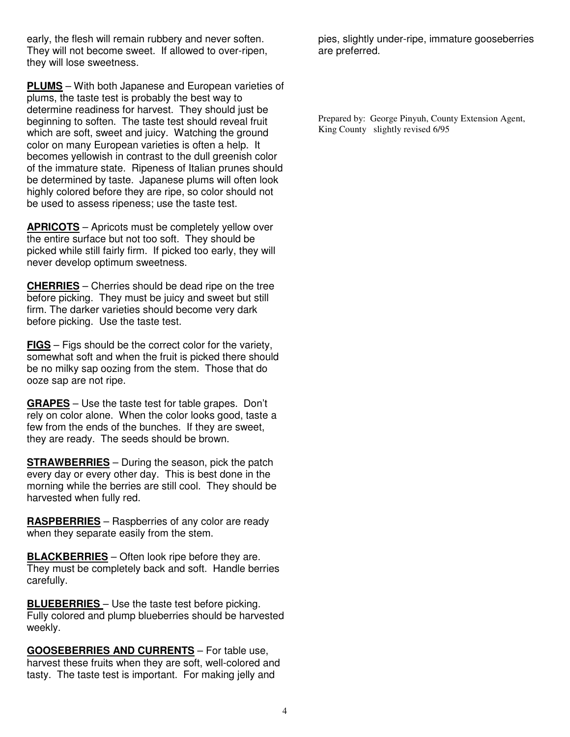early, the flesh will remain rubbery and never soften. They will not become sweet. If allowed to over-ripen, they will lose sweetness.

**PLUMS** – With both Japanese and European varieties of plums, the taste test is probably the best way to determine readiness for harvest. They should just be beginning to soften. The taste test should reveal fruit which are soft, sweet and juicy. Watching the ground color on many European varieties is often a help. It becomes yellowish in contrast to the dull greenish color of the immature state. Ripeness of Italian prunes should be determined by taste. Japanese plums will often look highly colored before they are ripe, so color should not be used to assess ripeness; use the taste test.

**APRICOTS** – Apricots must be completely yellow over the entire surface but not too soft. They should be picked while still fairly firm. If picked too early, they will never develop optimum sweetness.

**CHERRIES** – Cherries should be dead ripe on the tree before picking. They must be juicy and sweet but still firm. The darker varieties should become very dark before picking. Use the taste test.

**FIGS** – Figs should be the correct color for the variety, somewhat soft and when the fruit is picked there should be no milky sap oozing from the stem. Those that do ooze sap are not ripe.

**GRAPES** – Use the taste test for table grapes. Don't rely on color alone. When the color looks good, taste a few from the ends of the bunches. If they are sweet, they are ready. The seeds should be brown.

**STRAWBERRIES** – During the season, pick the patch every day or every other day. This is best done in the morning while the berries are still cool. They should be harvested when fully red.

**RASPBERRIES** – Raspberries of any color are ready when they separate easily from the stem.

**BLACKBERRIES** – Often look ripe before they are. They must be completely back and soft. Handle berries carefully.

**BLUEBERRIES** – Use the taste test before picking. Fully colored and plump blueberries should be harvested weekly.

**GOOSEBERRIES AND CURRENTS** – For table use, harvest these fruits when they are soft, well-colored and tasty. The taste test is important. For making jelly and pies, slightly under-ripe, immature gooseberries are preferred.

Prepared by: George Pinyuh, County Extension Agent, King County slightly revised 6/95